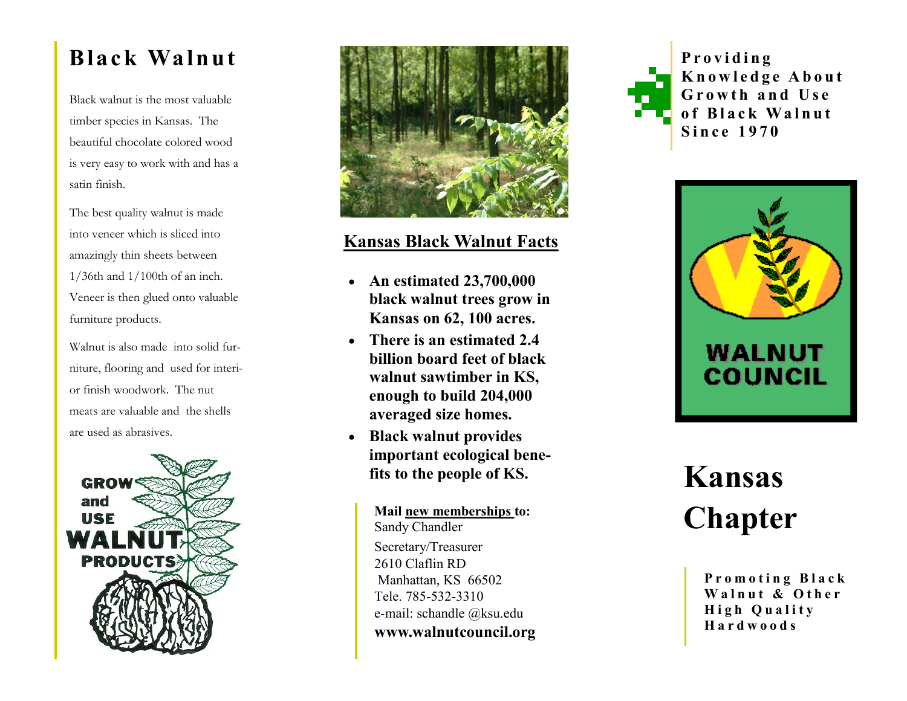# Black Walnut

Black walnut is the most valuable timber species in Kansas. The beautiful chocolate colored wood is very easy to work with and has a satin finish.

The best quality walnut is made into veneer which is sliced into amazingly thin sheets between 1/36th and 1/100th of an inch. Veneer is then glued onto valuable furniture products.

Walnut is also made into solid furniture, flooring and used for interior finish woodwork. The nut meats are valuable and the shells are used as abrasives.

GROW and USE WALNUT PRODUCTS

## Kansas Black Walnut Facts

- **An estimated 23,700,000 black walnut trees grow in Kansas on 62, 100 acres.**
- **There is an estimated 2.4 billion board feet of black walnut sawtimber in KS, enough to build 204,000 averaged size homes.**
- **Black walnut provides important ecological benefits to the people of KS.**

**Mail new memberships to:**
Sandy Chandler
Secretary/Treasurer
2610 Claflin RD
Manhattan, KS 66502
Tele. 785-532-3310
e-mail: schandle @ksu.edu
**www.walnutcouncil.org**

**Providing Knowledge About Growth and Use of Black Walnut Since 1970**

WALNUT COUNCIL

# Kansas Chapter

**Promoting Black Walnut & Other High Quality Hardwoods**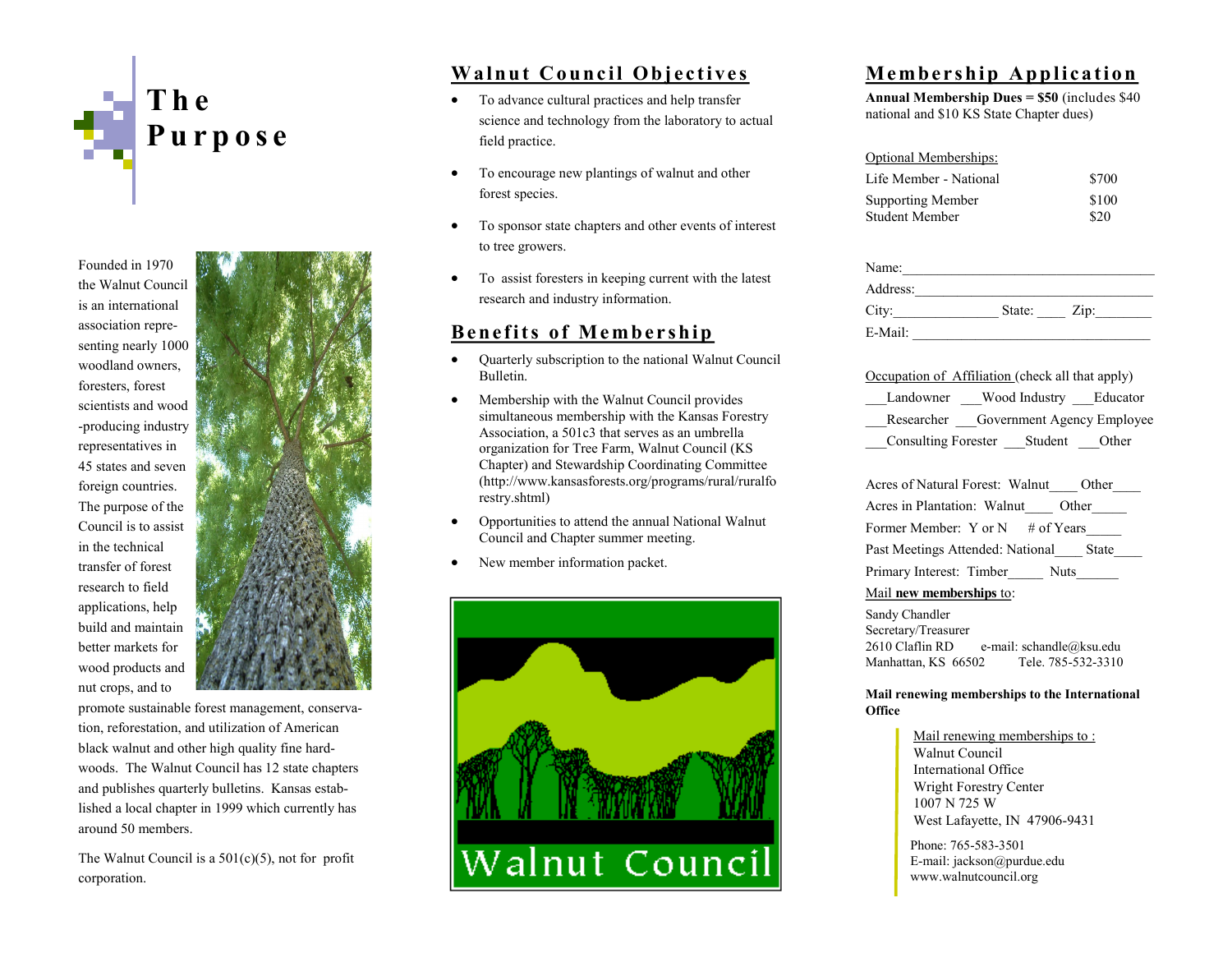# The Purpose

Founded in 1970 the Walnut Council is an international association representing nearly 1000 woodland owners, foresters, forest scientists and wood-producing industry representatives in 45 states and seven foreign countries. The purpose of the Council is to assist in the technical transfer of forest research to field applications, help build and maintain better markets for wood products and nut crops, and to promote sustainable forest management, conservation, reforestation, and utilization of American black walnut and other high quality fine hardwoods. The Walnut Council has 12 state chapters and publishes quarterly bulletins. Kansas established a local chapter in 1999 which currently has around 50 members.

The Walnut Council is a 501(c)(5), not for profit corporation.

## Walnut Council Objectives

- To advance cultural practices and help transfer science and technology from the laboratory to actual field practice.
- To encourage new plantings of walnut and other forest species.
- To sponsor state chapters and other events of interest to tree growers.
- To assist foresters in keeping current with the latest research and industry information.

## Benefits of Membership

- Quarterly subscription to the national Walnut Council Bulletin.
- Membership with the Walnut Council provides simultaneous membership with the Kansas Forestry Association, a 501c3 that serves as an umbrella organization for Tree Farm, Walnut Council (KS Chapter) and Stewardship Coordinating Committee (http://www.kansasforests.org/programs/rural/ruralforestry.shtml)
- Opportunities to attend the annual National Walnut Council and Chapter summer meeting.
- New member information packet.

Walnut Council

## Membership Application

**Annual Membership Dues = $50** (includes $40 national and $10 KS State Chapter dues)

Optional Memberships:

| | |
|---|---|
| Life Member - National | $700 |
| Supporting Member | $100 |
| Student Member | $20 |

Name:___________________________________

Address:_________________________________

City:______________ State: ____ Zip:________

E-Mail: _________________________________

Occupation of Affiliation (check all that apply)

___Landowner ___Wood Industry ___Educator

___Researcher ___Government Agency Employee

___Consulting Forester ___Student ___Other

Acres of Natural Forest: Walnut____ Other____

Acres in Plantation: Walnut____ Other_____

Former Member: Y or N # of Years_____

Past Meetings Attended: National____ State____

Primary Interest: Timber_____ Nuts______

Mail **new memberships** to:

Sandy Chandler
Secretary/Treasurer
2610 Claflin RD e-mail: schandle@ksu.edu
Manhattan, KS 66502 Tele. 785-532-3310

**Mail renewing memberships to the International Office**

Mail renewing memberships to :
Walnut Council
International Office
Wright Forestry Center
1007 N 725 W
West Lafayette, IN 47906-9431

Phone: 765-583-3501
E-mail: jackson@purdue.edu
www.walnutcouncil.org